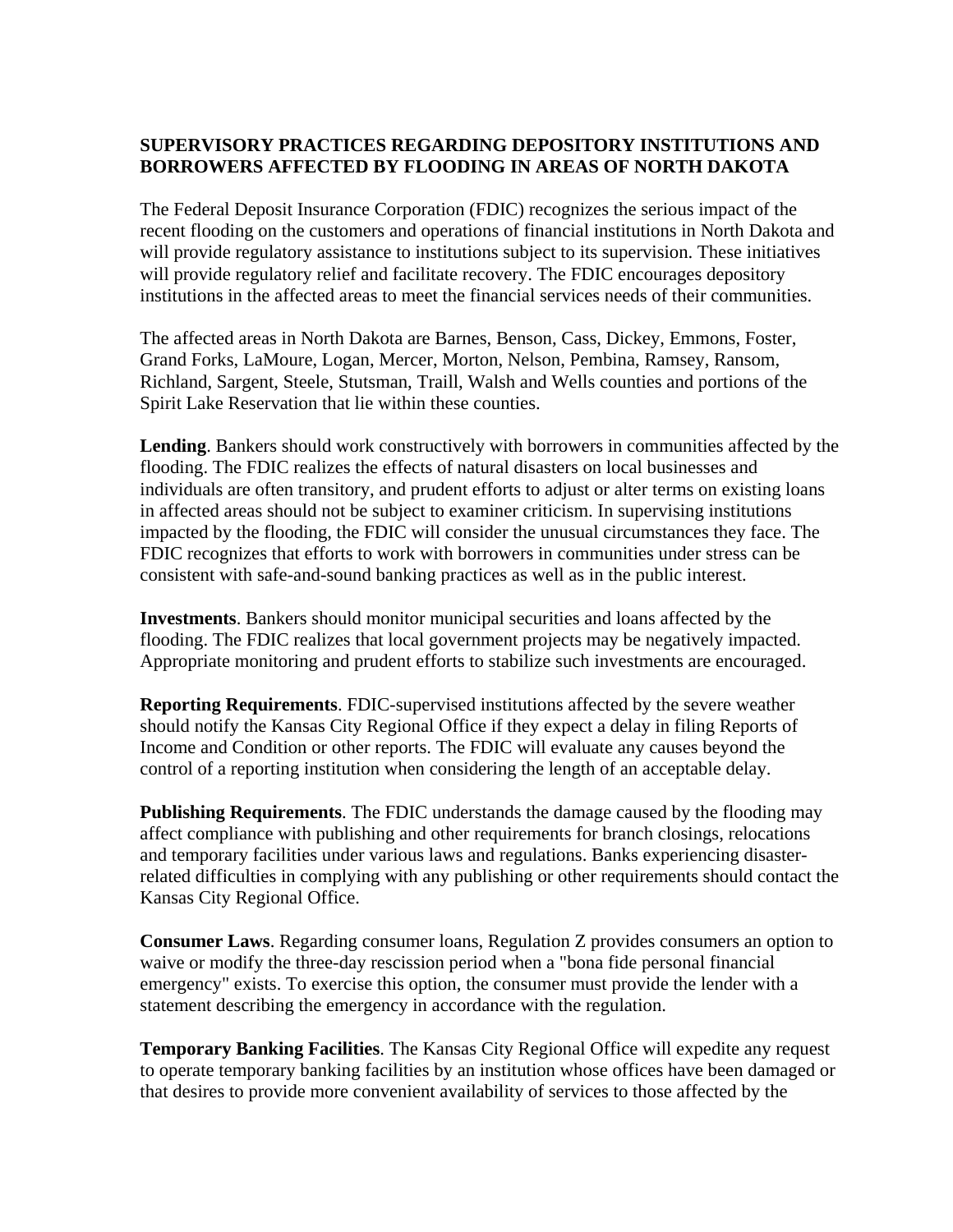**SUPERVISORY PRACTICES REGARDING DEPOSITORY INSTITUTIONS AND BORROWERS AFFECTED BY FLOODING IN AREAS OF NORTH DAKOTA**

The Federal Deposit Insurance Corporation (FDIC) recognizes the serious impact of the recent flooding on the customers and operations of financial institutions in North Dakota and will provide regulatory assistance to institutions subject to its supervision. These initiatives will provide regulatory relief and facilitate recovery. The FDIC encourages depository institutions in the affected areas to meet the financial services needs of their communities.

The affected areas in North Dakota are Barnes, Benson, Cass, Dickey, Emmons, Foster, Grand Forks, LaMoure, Logan, Mercer, Morton, Nelson, Pembina, Ramsey, Ransom, Richland, Sargent, Steele, Stutsman, Traill, Walsh and Wells counties and portions of the Spirit Lake Reservation that lie within these counties.

**Lending**. Bankers should work constructively with borrowers in communities affected by the flooding. The FDIC realizes the effects of natural disasters on local businesses and individuals are often transitory, and prudent efforts to adjust or alter terms on existing loans in affected areas should not be subject to examiner criticism. In supervising institutions impacted by the flooding, the FDIC will consider the unusual circumstances they face. The FDIC recognizes that efforts to work with borrowers in communities under stress can be consistent with safe-and-sound banking practices as well as in the public interest.

**Investments**. Bankers should monitor municipal securities and loans affected by the flooding. The FDIC realizes that local government projects may be negatively impacted. Appropriate monitoring and prudent efforts to stabilize such investments are encouraged.

**Reporting Requirements**. FDIC-supervised institutions affected by the severe weather should notify the Kansas City Regional Office if they expect a delay in filing Reports of Income and Condition or other reports. The FDIC will evaluate any causes beyond the control of a reporting institution when considering the length of an acceptable delay.

**Publishing Requirements**. The FDIC understands the damage caused by the flooding may affect compliance with publishing and other requirements for branch closings, relocations and temporary facilities under various laws and regulations. Banks experiencing disaster-related difficulties in complying with any publishing or other requirements should contact the Kansas City Regional Office.

**Consumer Laws**. Regarding consumer loans, Regulation Z provides consumers an option to waive or modify the three-day rescission period when a "bona fide personal financial emergency" exists. To exercise this option, the consumer must provide the lender with a statement describing the emergency in accordance with the regulation.

**Temporary Banking Facilities**. The Kansas City Regional Office will expedite any request to operate temporary banking facilities by an institution whose offices have been damaged or that desires to provide more convenient availability of services to those affected by the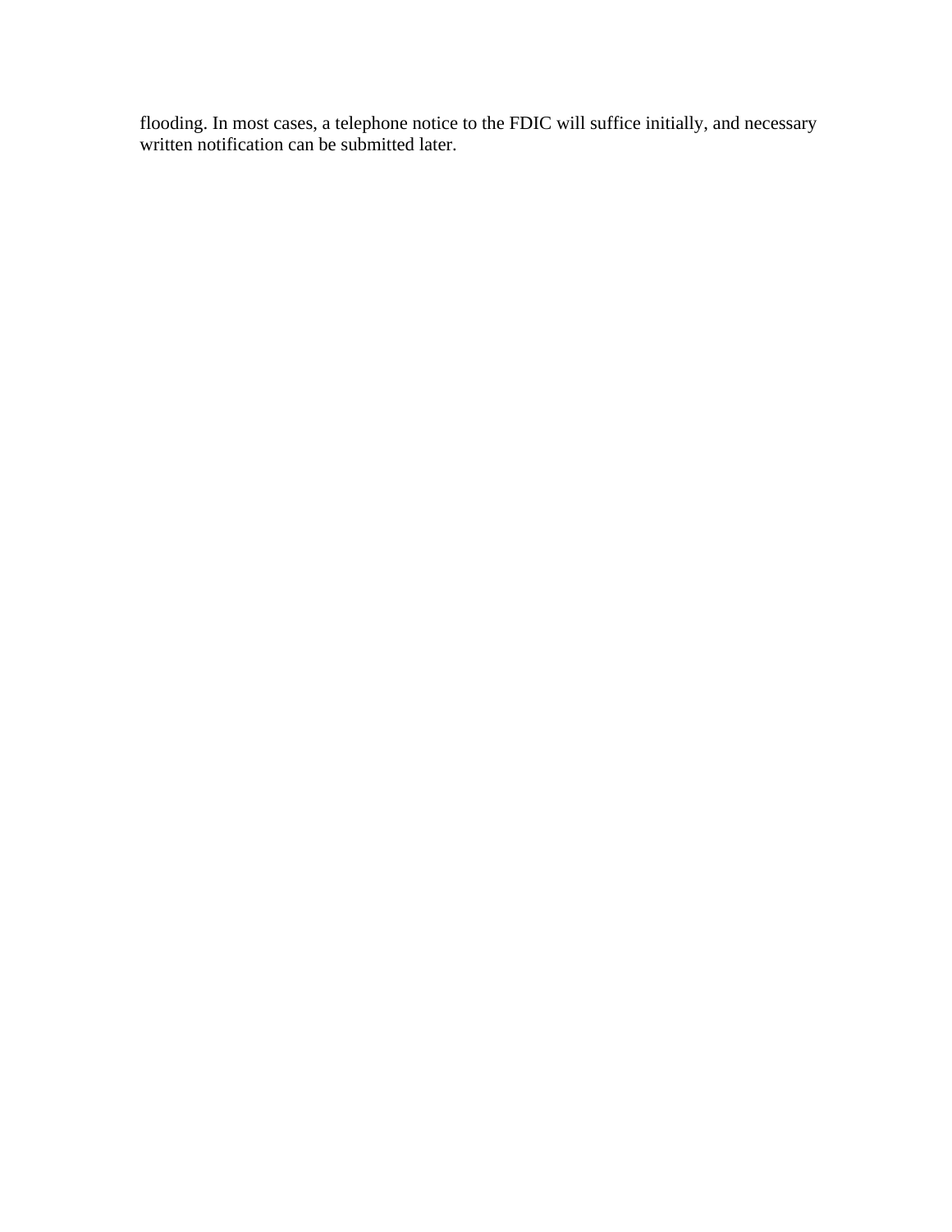flooding. In most cases, a telephone notice to the FDIC will suffice initially, and necessary written notification can be submitted later.